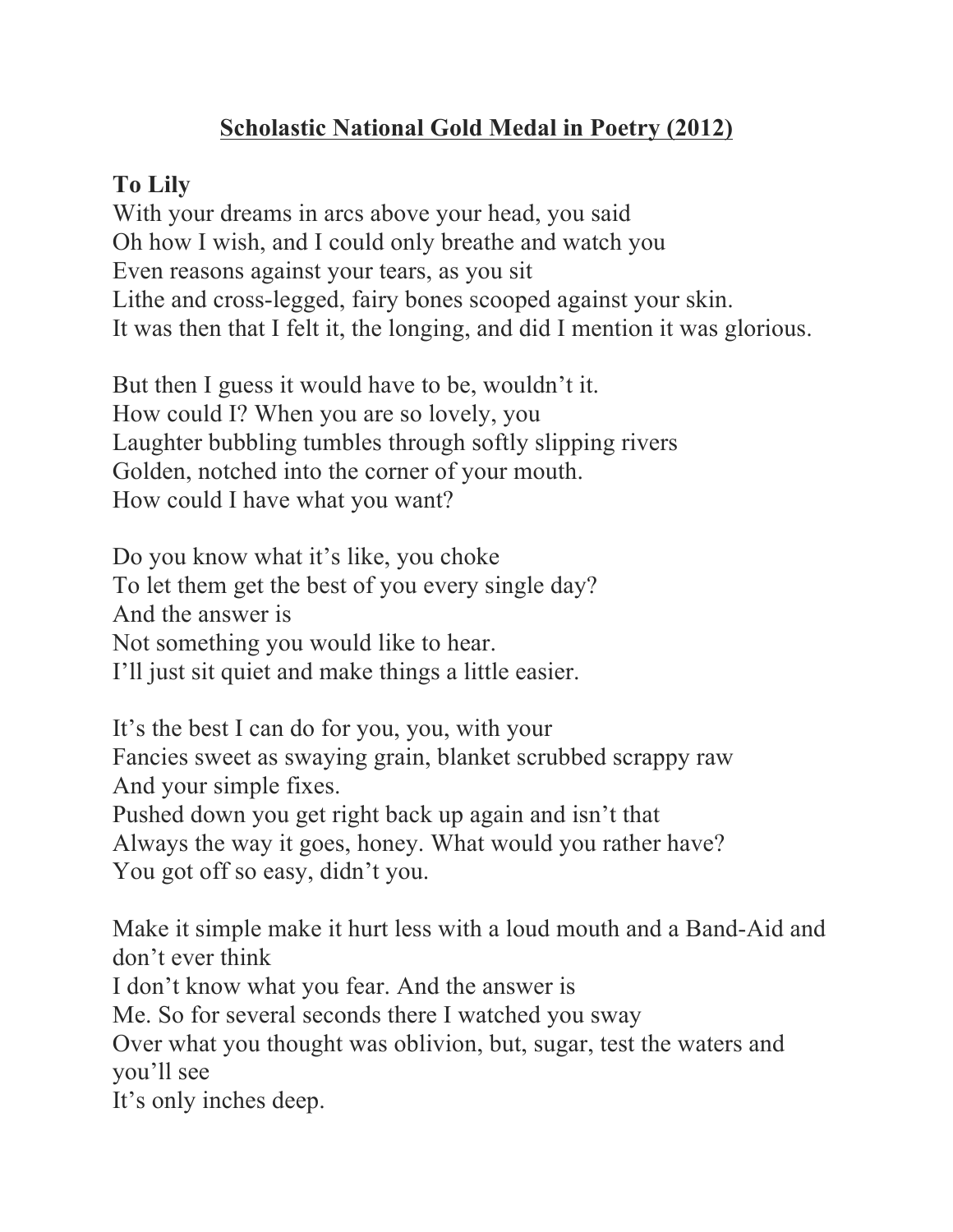## Scholastic National Gold Medal in Poetry (2012)

**To Lily**

With your dreams in arcs above your head, you said  
Oh how I wish, and I could only breathe and watch you  
Even reasons against your tears, as you sit  
Lithe and cross-legged, fairy bones scooped against your skin.  
It was then that I felt it, the longing, and did I mention it was glorious.

But then I guess it would have to be, wouldn't it.  
How could I? When you are so lovely, you  
Laughter bubbling tumbles through softly slipping rivers  
Golden, notched into the corner of your mouth.  
How could I have what you want?

Do you know what it's like, you choke  
To let them get the best of you every single day?  
And the answer is  
Not something you would like to hear.  
I'll just sit quiet and make things a little easier.

It's the best I can do for you, you, with your  
Fancies sweet as swaying grain, blanket scrubbed scrappy raw  
And your simple fixes.  
Pushed down you get right back up again and isn't that  
Always the way it goes, honey. What would you rather have?  
You got off so easy, didn't you.

Make it simple make it hurt less with a loud mouth and a Band-Aid and don't ever think  
I don't know what you fear. And the answer is  
Me. So for several seconds there I watched you sway  
Over what you thought was oblivion, but, sugar, test the waters and you'll see  
It's only inches deep.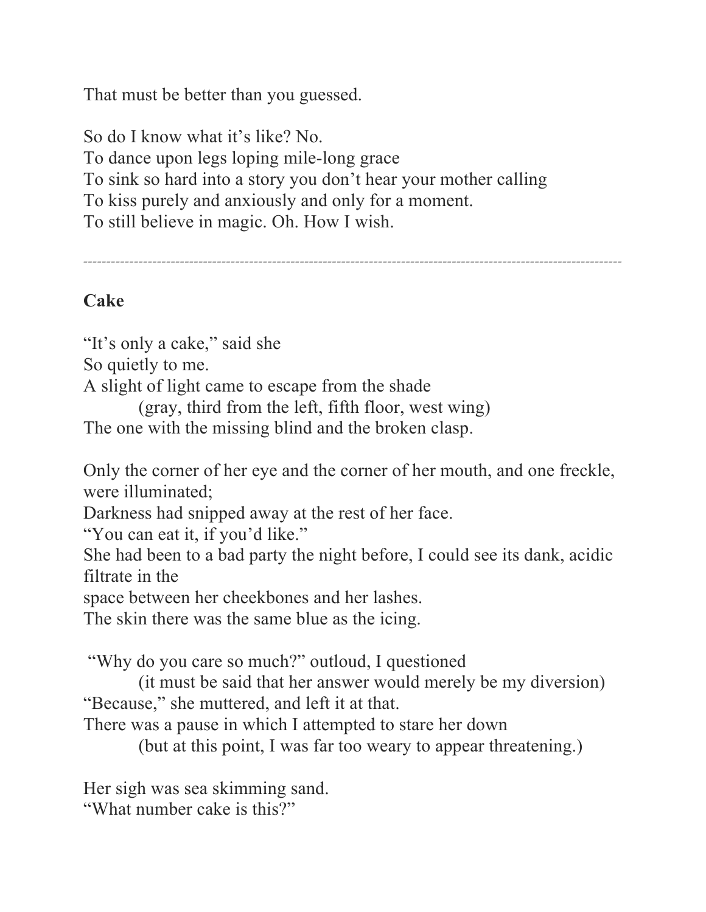That must be better than you guessed.

So do I know what it's like? No.
To dance upon legs loping mile-long grace
To sink so hard into a story you don't hear your mother calling
To kiss purely and anxiously and only for a moment.
To still believe in magic. Oh. How I wish.

---

**Cake**

"It's only a cake," said she
So quietly to me.
A slight of light came to escape from the shade
&nbsp;&nbsp;&nbsp;&nbsp;&nbsp;&nbsp;&nbsp;&nbsp;(gray, third from the left, fifth floor, west wing)
The one with the missing blind and the broken clasp.

Only the corner of her eye and the corner of her mouth, and one freckle, were illuminated;
Darkness had snipped away at the rest of her face.
"You can eat it, if you'd like."
She had been to a bad party the night before, I could see its dank, acidic filtrate in the
space between her cheekbones and her lashes.
The skin there was the same blue as the icing.

"Why do you care so much?" outloud, I questioned
&nbsp;&nbsp;&nbsp;&nbsp;&nbsp;&nbsp;&nbsp;&nbsp;(it must be said that her answer would merely be my diversion)
"Because," she muttered, and left it at that.
There was a pause in which I attempted to stare her down
&nbsp;&nbsp;&nbsp;&nbsp;&nbsp;&nbsp;&nbsp;&nbsp;(but at this point, I was far too weary to appear threatening.)

Her sigh was sea skimming sand.
"What number cake is this?"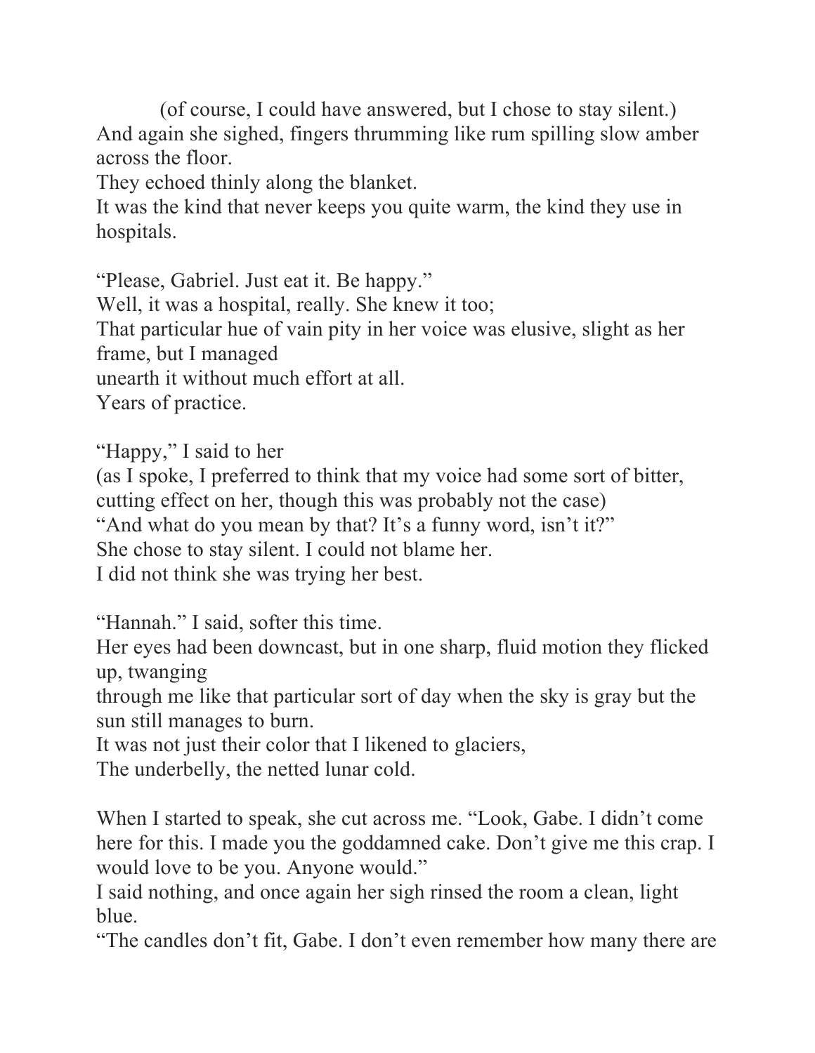(of course, I could have answered, but I chose to stay silent.)
And again she sighed, fingers thrumming like rum spilling slow amber across the floor.
They echoed thinly along the blanket.
It was the kind that never keeps you quite warm, the kind they use in hospitals.

"Please, Gabriel. Just eat it. Be happy."
Well, it was a hospital, really. She knew it too;
That particular hue of vain pity in her voice was elusive, slight as her frame, but I managed
unearth it without much effort at all.
Years of practice.

"Happy," I said to her
(as I spoke, I preferred to think that my voice had some sort of bitter, cutting effect on her, though this was probably not the case)
"And what do you mean by that? It's a funny word, isn't it?"
She chose to stay silent. I could not blame her.
I did not think she was trying her best.

"Hannah." I said, softer this time.
Her eyes had been downcast, but in one sharp, fluid motion they flicked up, twanging
through me like that particular sort of day when the sky is gray but the sun still manages to burn.
It was not just their color that I likened to glaciers,
The underbelly, the netted lunar cold.

When I started to speak, she cut across me. "Look, Gabe. I didn't come here for this. I made you the goddamned cake. Don't give me this crap. I would love to be you. Anyone would."
I said nothing, and once again her sigh rinsed the room a clean, light blue.
"The candles don't fit, Gabe. I don't even remember how many there are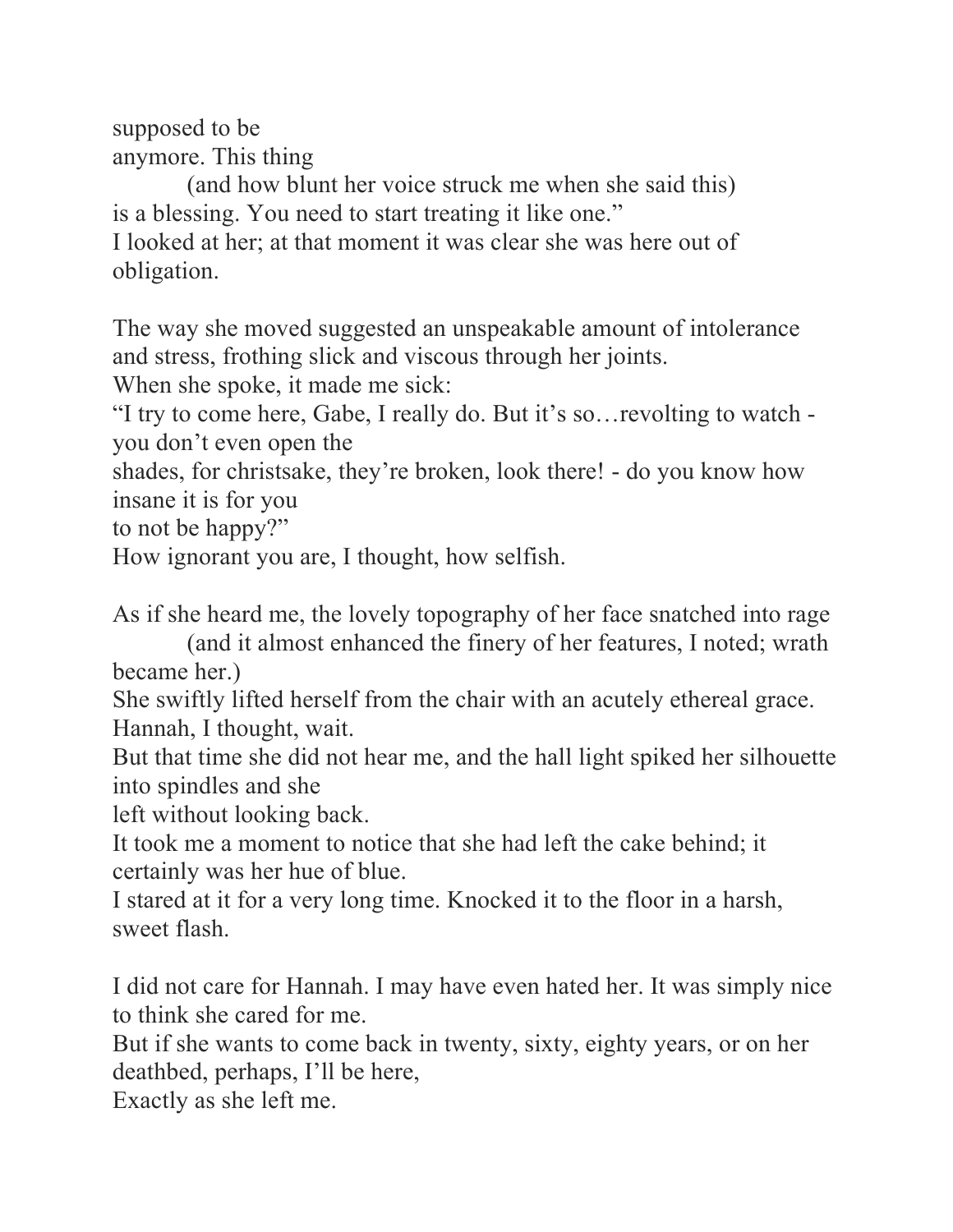supposed to be
anymore. This thing
        (and how blunt her voice struck me when she said this)
is a blessing. You need to start treating it like one."
I looked at her; at that moment it was clear she was here out of obligation.

The way she moved suggested an unspeakable amount of intolerance and stress, frothing slick and viscous through her joints.
When she spoke, it made me sick:
"I try to come here, Gabe, I really do. But it's so…revolting to watch - you don't even open the
shades, for christsake, they're broken, look there! - do you know how insane it is for you
to not be happy?"
How ignorant you are, I thought, how selfish.

As if she heard me, the lovely topography of her face snatched into rage
        (and it almost enhanced the finery of her features, I noted; wrath became her.)
She swiftly lifted herself from the chair with an acutely ethereal grace.
Hannah, I thought, wait.
But that time she did not hear me, and the hall light spiked her silhouette into spindles and she
left without looking back.
It took me a moment to notice that she had left the cake behind; it certainly was her hue of blue.
I stared at it for a very long time. Knocked it to the floor in a harsh, sweet flash.

I did not care for Hannah. I may have even hated her. It was simply nice to think she cared for me.
But if she wants to come back in twenty, sixty, eighty years, or on her deathbed, perhaps, I'll be here,
Exactly as she left me.